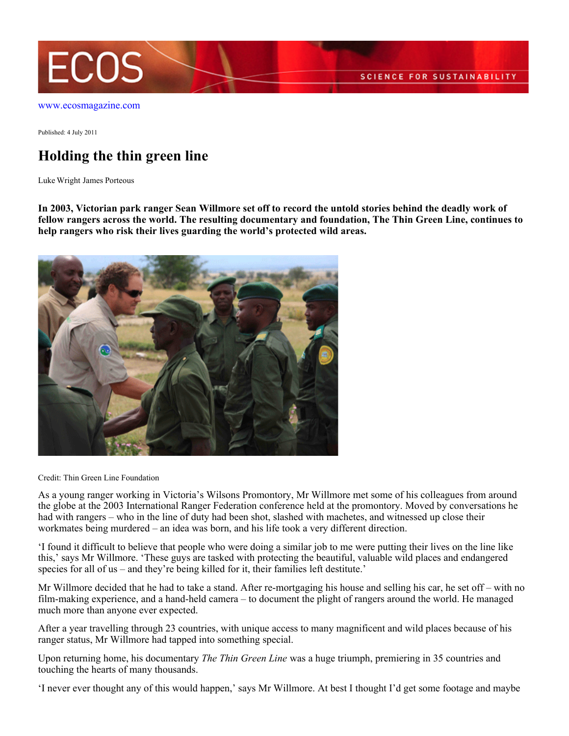www.ecosmagazine.com

Published: 4 July 2011

# Holding the thin green line

Luke Wright James Porteous

**In 2003, Victorian park ranger Sean Willmore set off to record the untold stories behind the deadly work of fellow rangers across the world. The resulting documentary and foundation, The Thin Green Line, continues to help rangers who risk their lives guarding the world's protected wild areas.**

Credit: Thin Green Line Foundation

As a young ranger working in Victoria's Wilsons Promontory, Mr Willmore met some of his colleagues from around the globe at the 2003 International Ranger Federation conference held at the promontory. Moved by conversations he had with rangers – who in the line of duty had been shot, slashed with machetes, and witnessed up close their workmates being murdered – an idea was born, and his life took a very different direction.

'I found it difficult to believe that people who were doing a similar job to me were putting their lives on the line like this,' says Mr Willmore. 'These guys are tasked with protecting the beautiful, valuable wild places and endangered species for all of us – and they're being killed for it, their families left destitute.'

Mr Willmore decided that he had to take a stand. After re-mortgaging his house and selling his car, he set off – with no film-making experience, and a hand-held camera – to document the plight of rangers around the world. He managed much more than anyone ever expected.

After a year travelling through 23 countries, with unique access to many magnificent and wild places because of his ranger status, Mr Willmore had tapped into something special.

Upon returning home, his documentary *The Thin Green Line* was a huge triumph, premiering in 35 countries and touching the hearts of many thousands.

'I never ever thought any of this would happen,' says Mr Willmore. At best I thought I'd get some footage and maybe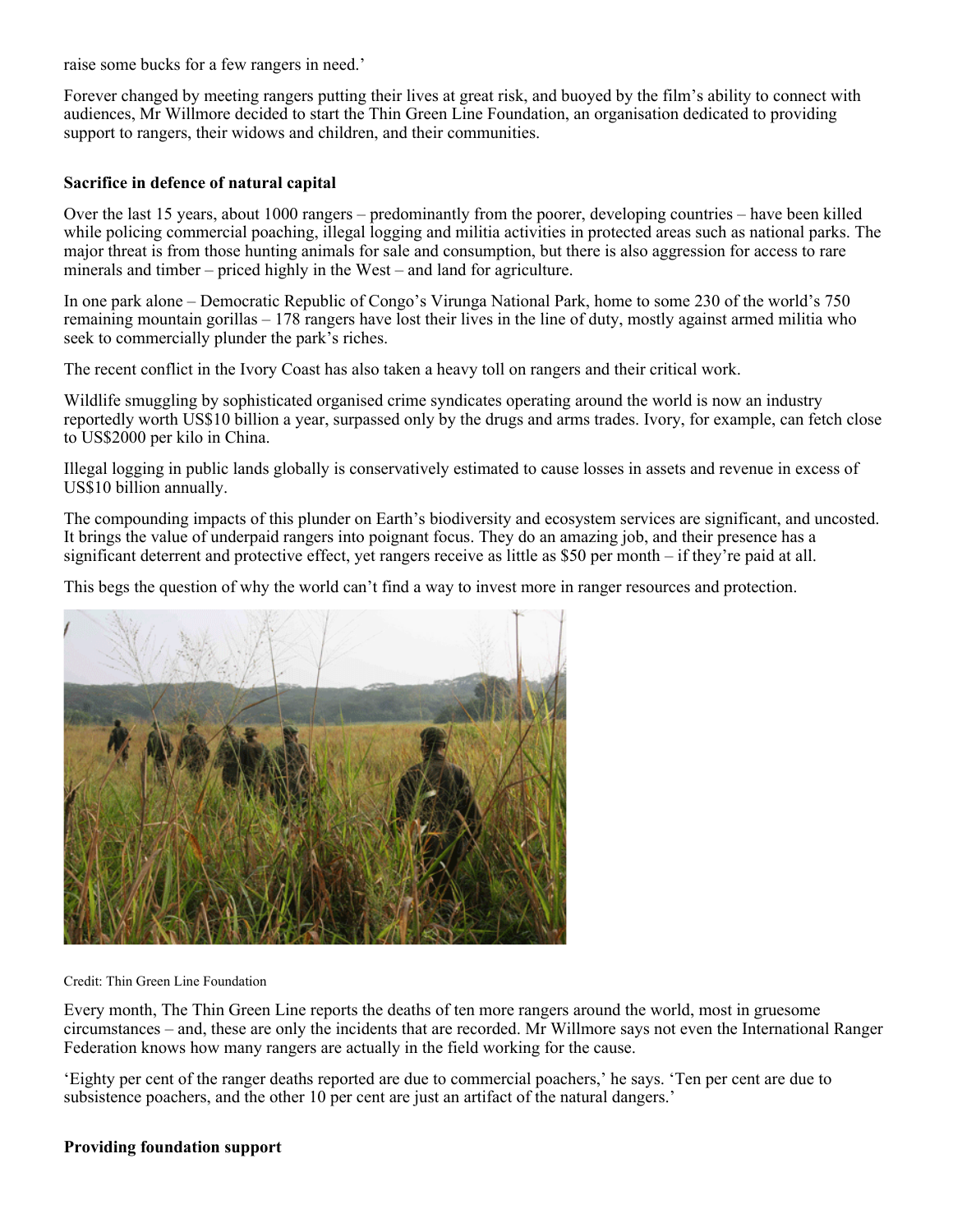raise some bucks for a few rangers in need.'

Forever changed by meeting rangers putting their lives at great risk, and buoyed by the film's ability to connect with audiences, Mr Willmore decided to start the Thin Green Line Foundation, an organisation dedicated to providing support to rangers, their widows and children, and their communities.

### Sacrifice in defence of natural capital

Over the last 15 years, about 1000 rangers – predominantly from the poorer, developing countries – have been killed while policing commercial poaching, illegal logging and militia activities in protected areas such as national parks. The major threat is from those hunting animals for sale and consumption, but there is also aggression for access to rare minerals and timber – priced highly in the West – and land for agriculture.

In one park alone – Democratic Republic of Congo's Virunga National Park, home to some 230 of the world's 750 remaining mountain gorillas – 178 rangers have lost their lives in the line of duty, mostly against armed militia who seek to commercially plunder the park's riches.

The recent conflict in the Ivory Coast has also taken a heavy toll on rangers and their critical work.

Wildlife smuggling by sophisticated organised crime syndicates operating around the world is now an industry reportedly worth US$10 billion a year, surpassed only by the drugs and arms trades. Ivory, for example, can fetch close to US$2000 per kilo in China.

Illegal logging in public lands globally is conservatively estimated to cause losses in assets and revenue in excess of US$10 billion annually.

The compounding impacts of this plunder on Earth's biodiversity and ecosystem services are significant, and uncosted. It brings the value of underpaid rangers into poignant focus. They do an amazing job, and their presence has a significant deterrent and protective effect, yet rangers receive as little as $50 per month – if they're paid at all.

This begs the question of why the world can't find a way to invest more in ranger resources and protection.

Credit: Thin Green Line Foundation

Every month, The Thin Green Line reports the deaths of ten more rangers around the world, most in gruesome circumstances – and, these are only the incidents that are recorded. Mr Willmore says not even the International Ranger Federation knows how many rangers are actually in the field working for the cause.

'Eighty per cent of the ranger deaths reported are due to commercial poachers,' he says. 'Ten per cent are due to subsistence poachers, and the other 10 per cent are just an artifact of the natural dangers.'

### Providing foundation support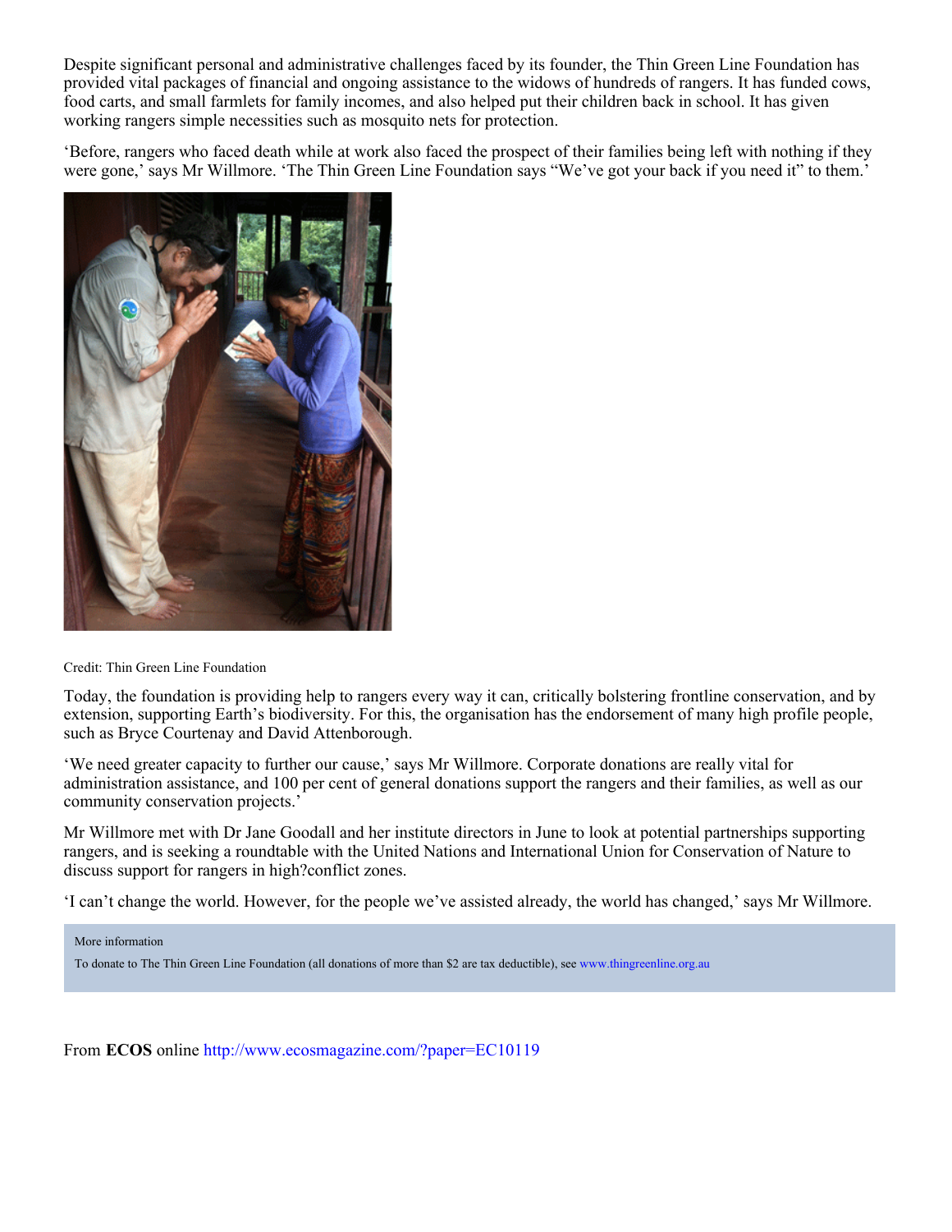Despite significant personal and administrative challenges faced by its founder, the Thin Green Line Foundation has provided vital packages of financial and ongoing assistance to the widows of hundreds of rangers. It has funded cows, food carts, and small farmlets for family incomes, and also helped put their children back in school. It has given working rangers simple necessities such as mosquito nets for protection.

'Before, rangers who faced death while at work also faced the prospect of their families being left with nothing if they were gone,' says Mr Willmore. 'The Thin Green Line Foundation says "We've got your back if you need it" to them.'

Credit: Thin Green Line Foundation

Today, the foundation is providing help to rangers every way it can, critically bolstering frontline conservation, and by extension, supporting Earth's biodiversity. For this, the organisation has the endorsement of many high profile people, such as Bryce Courtenay and David Attenborough.

'We need greater capacity to further our cause,' says Mr Willmore. Corporate donations are really vital for administration assistance, and 100 per cent of general donations support the rangers and their families, as well as our community conservation projects.'

Mr Willmore met with Dr Jane Goodall and her institute directors in June to look at potential partnerships supporting rangers, and is seeking a roundtable with the United Nations and International Union for Conservation of Nature to discuss support for rangers in high?conflict zones.

'I can't change the world. However, for the people we've assisted already, the world has changed,' says Mr Willmore.

More information

To donate to The Thin Green Line Foundation (all donations of more than $2 are tax deductible), see www.thingreenline.org.au

From **ECOS** online http://www.ecosmagazine.com/?paper=EC10119